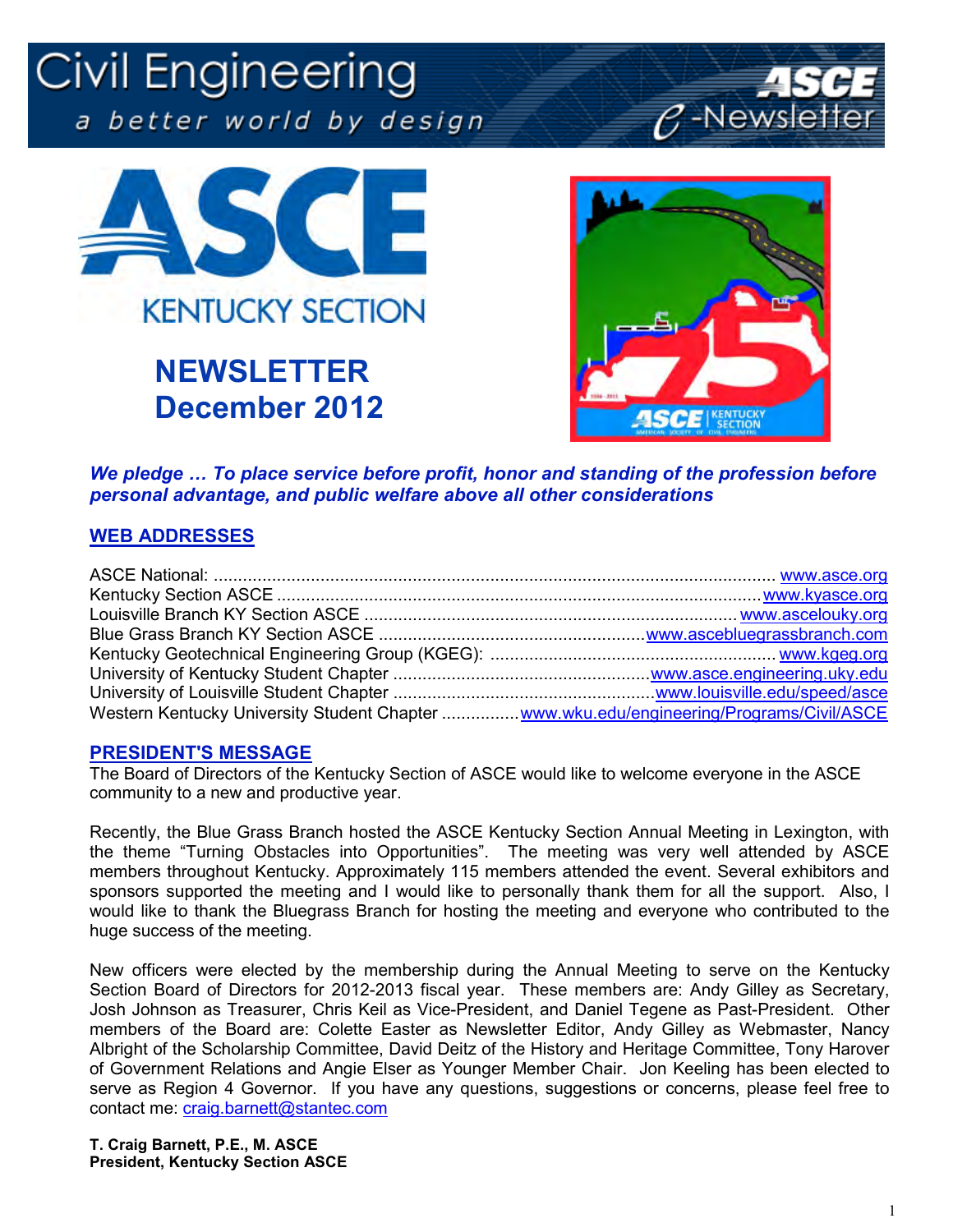# Civil Engineering

*a better world by design*

ASCE e-Newsletter

ASCE KENTUCKY SECTION

# NEWSLETTER December 2012

***We pledge … To place service before profit, honor and standing of the profession before personal advantage, and public welfare above all other considerations***

## WEB ADDRESSES

ASCE National: .................................................................................................................. www.asce.org
Kentucky Section ASCE .................................................................................................. www.kyasce.org
Louisville Branch KY Section ASCE ........................................................................... www.ascelouky.org
Blue Grass Branch KY Section ASCE ...................................................... www.ascebluegrassbranch.com
Kentucky Geotechnical Engineering Group (KGEG): ........................................................... www.kgeg.org
University of Kentucky Student Chapter ..................................................... www.asce.engineering.uky.edu
University of Louisville Student Chapter ...................................................... www.louisville.edu/speed/asce
Western Kentucky University Student Chapter ................ www.wku.edu/engineering/Programs/Civil/ASCE

## PRESIDENT'S MESSAGE

The Board of Directors of the Kentucky Section of ASCE would like to welcome everyone in the ASCE community to a new and productive year.

Recently, the Blue Grass Branch hosted the ASCE Kentucky Section Annual Meeting in Lexington, with the theme "Turning Obstacles into Opportunities". The meeting was very well attended by ASCE members throughout Kentucky. Approximately 115 members attended the event. Several exhibitors and sponsors supported the meeting and I would like to personally thank them for all the support. Also, I would like to thank the Bluegrass Branch for hosting the meeting and everyone who contributed to the huge success of the meeting.

New officers were elected by the membership during the Annual Meeting to serve on the Kentucky Section Board of Directors for 2012-2013 fiscal year. These members are: Andy Gilley as Secretary, Josh Johnson as Treasurer, Chris Keil as Vice-President, and Daniel Tegene as Past-President. Other members of the Board are: Colette Easter as Newsletter Editor, Andy Gilley as Webmaster, Nancy Albright of the Scholarship Committee, David Deitz of the History and Heritage Committee, Tony Harover of Government Relations and Angie Elser as Younger Member Chair. Jon Keeling has been elected to serve as Region 4 Governor. If you have any questions, suggestions or concerns, please feel free to contact me: craig.barnett@stantec.com

**T. Craig Barnett, P.E., M. ASCE**
**President, Kentucky Section ASCE**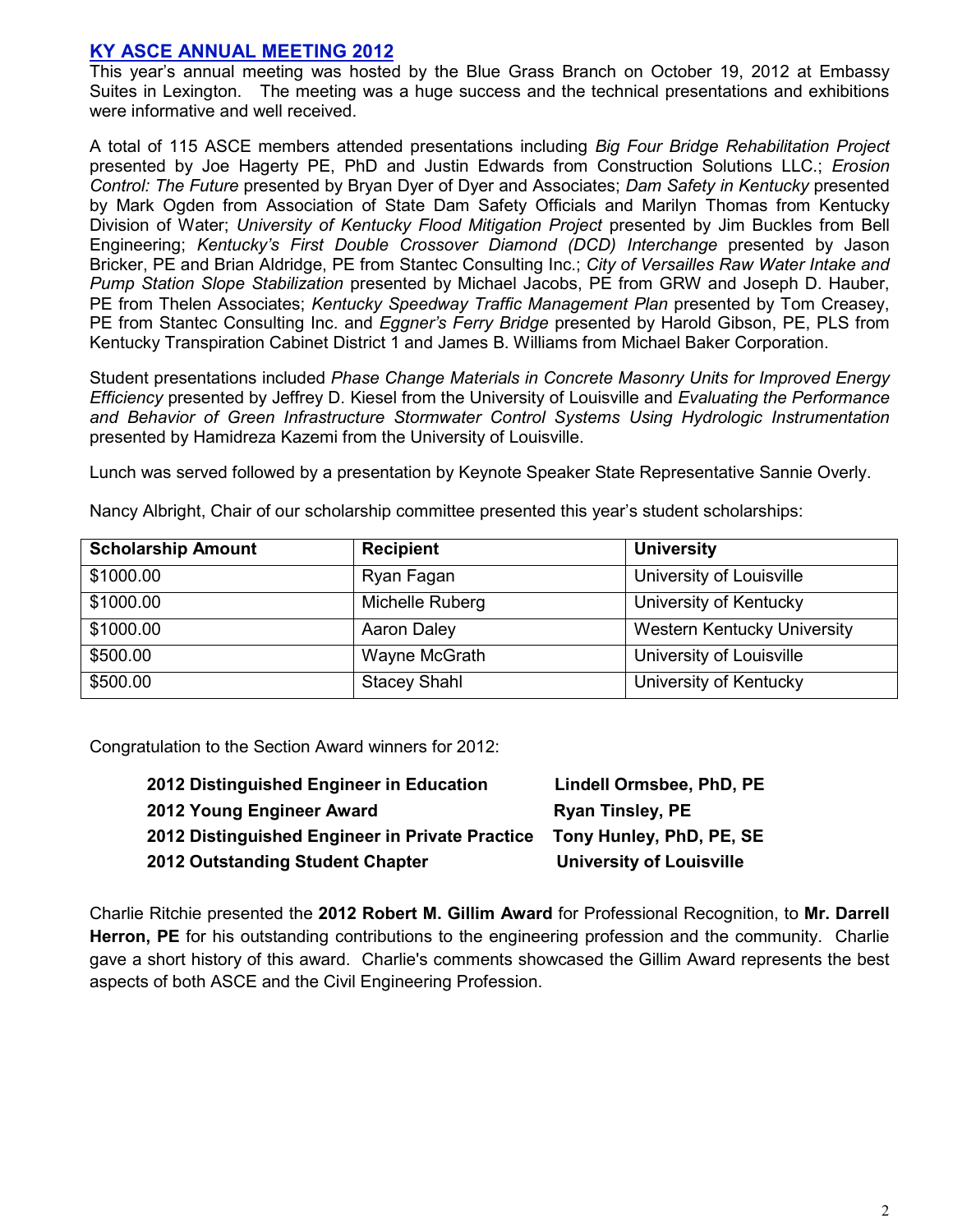## KY ASCE ANNUAL MEETING 2012

This year's annual meeting was hosted by the Blue Grass Branch on October 19, 2012 at Embassy Suites in Lexington. The meeting was a huge success and the technical presentations and exhibitions were informative and well received.

A total of 115 ASCE members attended presentations including *Big Four Bridge Rehabilitation Project* presented by Joe Hagerty PE, PhD and Justin Edwards from Construction Solutions LLC.; *Erosion Control: The Future* presented by Bryan Dyer of Dyer and Associates; *Dam Safety in Kentucky* presented by Mark Ogden from Association of State Dam Safety Officials and Marilyn Thomas from Kentucky Division of Water; *University of Kentucky Flood Mitigation Project* presented by Jim Buckles from Bell Engineering; *Kentucky's First Double Crossover Diamond (DCD) Interchange* presented by Jason Bricker, PE and Brian Aldridge, PE from Stantec Consulting Inc.; *City of Versailles Raw Water Intake and Pump Station Slope Stabilization* presented by Michael Jacobs, PE from GRW and Joseph D. Hauber, PE from Thelen Associates; *Kentucky Speedway Traffic Management Plan* presented by Tom Creasey, PE from Stantec Consulting Inc. and *Eggner's Ferry Bridge* presented by Harold Gibson, PE, PLS from Kentucky Transpiration Cabinet District 1 and James B. Williams from Michael Baker Corporation.

Student presentations included *Phase Change Materials in Concrete Masonry Units for Improved Energy Efficiency* presented by Jeffrey D. Kiesel from the University of Louisville and *Evaluating the Performance and Behavior of Green Infrastructure Stormwater Control Systems Using Hydrologic Instrumentation* presented by Hamidreza Kazemi from the University of Louisville.

Lunch was served followed by a presentation by Keynote Speaker State Representative Sannie Overly.

Nancy Albright, Chair of our scholarship committee presented this year's student scholarships:

| Scholarship Amount | Recipient | University |
|---|---|---|
| $1000.00 | Ryan Fagan | University of Louisville |
| $1000.00 | Michelle Ruberg | University of Kentucky |
| $1000.00 | Aaron Daley | Western Kentucky University |
| $500.00 | Wayne McGrath | University of Louisville |
| $500.00 | Stacey Shahl | University of Kentucky |

Congratulation to the Section Award winners for 2012:

**2012 Distinguished Engineer in Education** — **Lindell Ormsbee, PhD, PE**
**2012 Young Engineer Award** — **Ryan Tinsley, PE**
**2012 Distinguished Engineer in Private Practice** — **Tony Hunley, PhD, PE, SE**
**2012 Outstanding Student Chapter** — **University of Louisville**

Charlie Ritchie presented the **2012 Robert M. Gillim Award** for Professional Recognition, to **Mr. Darrell Herron, PE** for his outstanding contributions to the engineering profession and the community. Charlie gave a short history of this award. Charlie's comments showcased the Gillim Award represents the best aspects of both ASCE and the Civil Engineering Profession.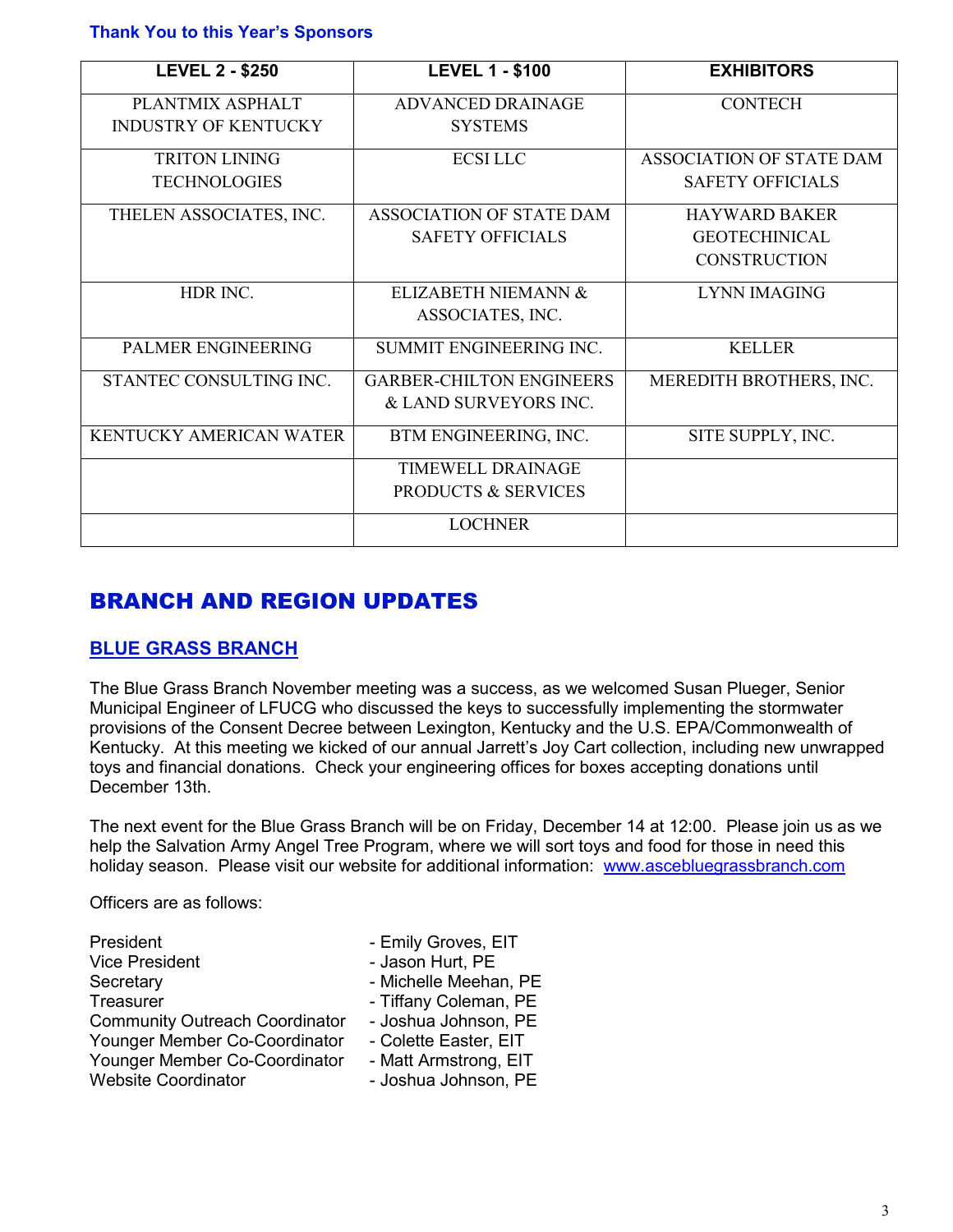**Thank You to this Year's Sponsors**

| LEVEL 2 - $250 | LEVEL 1 - $100 | EXHIBITORS |
|---|---|---|
| PLANTMIX ASPHALT INDUSTRY OF KENTUCKY | ADVANCED DRAINAGE SYSTEMS | CONTECH |
| TRITON LINING TECHNOLOGIES | ECSI LLC | ASSOCIATION OF STATE DAM SAFETY OFFICIALS |
| THELEN ASSOCIATES, INC. | ASSOCIATION OF STATE DAM SAFETY OFFICIALS | HAYWARD BAKER GEOTECHINICAL CONSTRUCTION |
| HDR INC. | ELIZABETH NIEMANN & ASSOCIATES, INC. | LYNN IMAGING |
| PALMER ENGINEERING | SUMMIT ENGINEERING INC. | KELLER |
| STANTEC CONSULTING INC. | GARBER-CHILTON ENGINEERS & LAND SURVEYORS INC. | MEREDITH BROTHERS, INC. |
| KENTUCKY AMERICAN WATER | BTM ENGINEERING, INC. | SITE SUPPLY, INC. |
| | TIMEWELL DRAINAGE PRODUCTS & SERVICES | |
| | LOCHNER | |

# BRANCH AND REGION UPDATES

## BLUE GRASS BRANCH

The Blue Grass Branch November meeting was a success, as we welcomed Susan Plueger, Senior Municipal Engineer of LFUCG who discussed the keys to successfully implementing the stormwater provisions of the Consent Decree between Lexington, Kentucky and the U.S. EPA/Commonwealth of Kentucky. At this meeting we kicked of our annual Jarrett's Joy Cart collection, including new unwrapped toys and financial donations. Check your engineering offices for boxes accepting donations until December 13th.

The next event for the Blue Grass Branch will be on Friday, December 14 at 12:00. Please join us as we help the Salvation Army Angel Tree Program, where we will sort toys and food for those in need this holiday season. Please visit our website for additional information: www.ascebluegrassbranch.com

Officers are as follows:

President - Emily Groves, EIT
Vice President - Jason Hurt, PE
Secretary - Michelle Meehan, PE
Treasurer - Tiffany Coleman, PE
Community Outreach Coordinator - Joshua Johnson, PE
Younger Member Co-Coordinator - Colette Easter, EIT
Younger Member Co-Coordinator - Matt Armstrong, EIT
Website Coordinator - Joshua Johnson, PE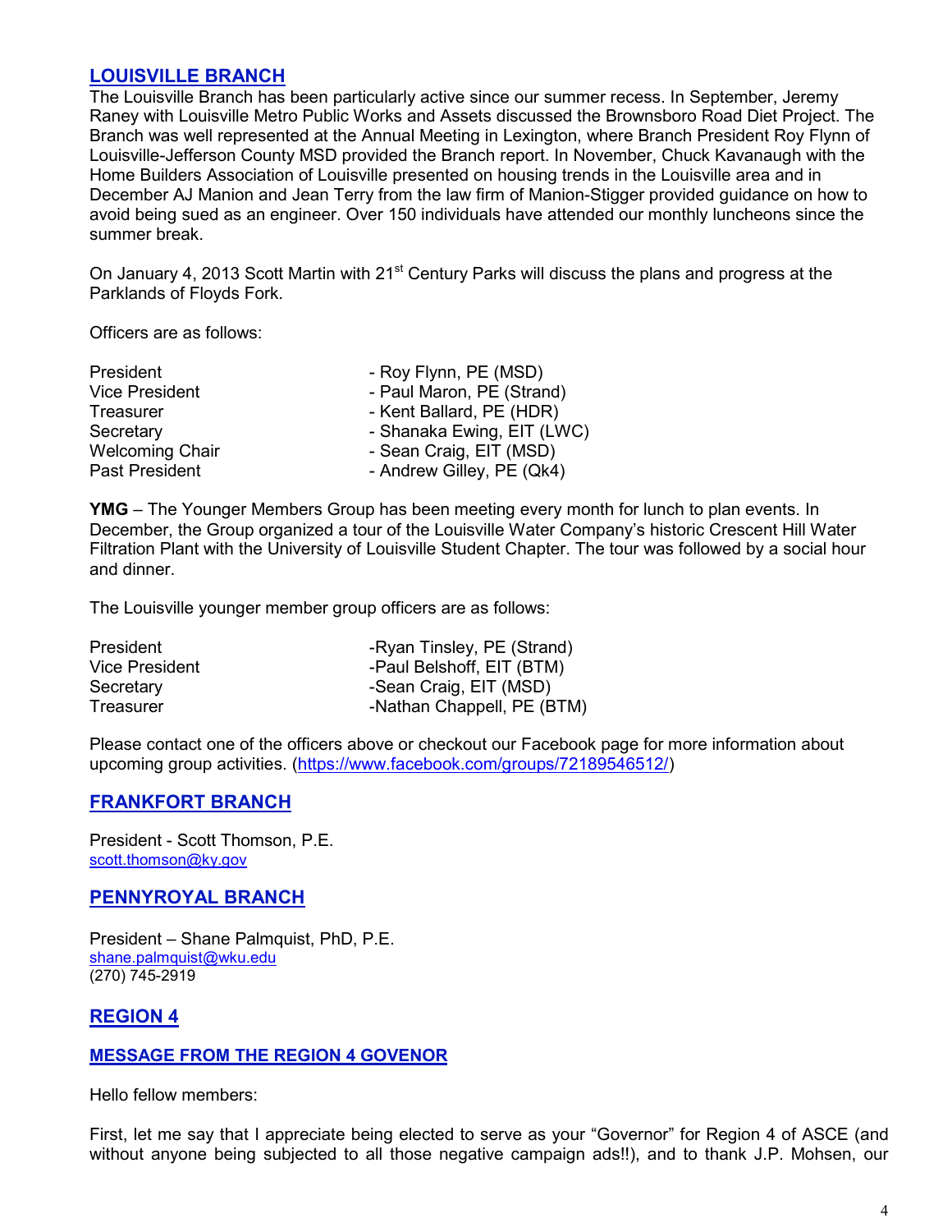## LOUISVILLE BRANCH

The Louisville Branch has been particularly active since our summer recess. In September, Jeremy Raney with Louisville Metro Public Works and Assets discussed the Brownsboro Road Diet Project. The Branch was well represented at the Annual Meeting in Lexington, where Branch President Roy Flynn of Louisville-Jefferson County MSD provided the Branch report. In November, Chuck Kavanaugh with the Home Builders Association of Louisville presented on housing trends in the Louisville area and in December AJ Manion and Jean Terry from the law firm of Manion-Stigger provided guidance on how to avoid being sued as an engineer. Over 150 individuals have attended our monthly luncheons since the summer break.

On January 4, 2013 Scott Martin with 21st Century Parks will discuss the plans and progress at the Parklands of Floyds Fork.

Officers are as follows:

| | |
|---|---|
| President | - Roy Flynn, PE (MSD) |
| Vice President | - Paul Maron, PE (Strand) |
| Treasurer | - Kent Ballard, PE (HDR) |
| Secretary | - Shanaka Ewing, EIT (LWC) |
| Welcoming Chair | - Sean Craig, EIT (MSD) |
| Past President | - Andrew Gilley, PE (Qk4) |

**YMG** – The Younger Members Group has been meeting every month for lunch to plan events. In December, the Group organized a tour of the Louisville Water Company's historic Crescent Hill Water Filtration Plant with the University of Louisville Student Chapter. The tour was followed by a social hour and dinner.

The Louisville younger member group officers are as follows:

| | |
|---|---|
| President | -Ryan Tinsley, PE (Strand) |
| Vice President | -Paul Belshoff, EIT (BTM) |
| Secretary | -Sean Craig, EIT (MSD) |
| Treasurer | -Nathan Chappell, PE (BTM) |

Please contact one of the officers above or checkout our Facebook page for more information about upcoming group activities. (https://www.facebook.com/groups/72189546512/)

## FRANKFORT BRANCH

President - Scott Thomson, P.E.
scott.thomson@ky.gov

## PENNYROYAL BRANCH

President – Shane Palmquist, PhD, P.E.
shane.palmquist@wku.edu
(270) 745-2919

## REGION 4

### MESSAGE FROM THE REGION 4 GOVENOR

Hello fellow members:

First, let me say that I appreciate being elected to serve as your "Governor" for Region 4 of ASCE (and without anyone being subjected to all those negative campaign ads!!), and to thank J.P. Mohsen, our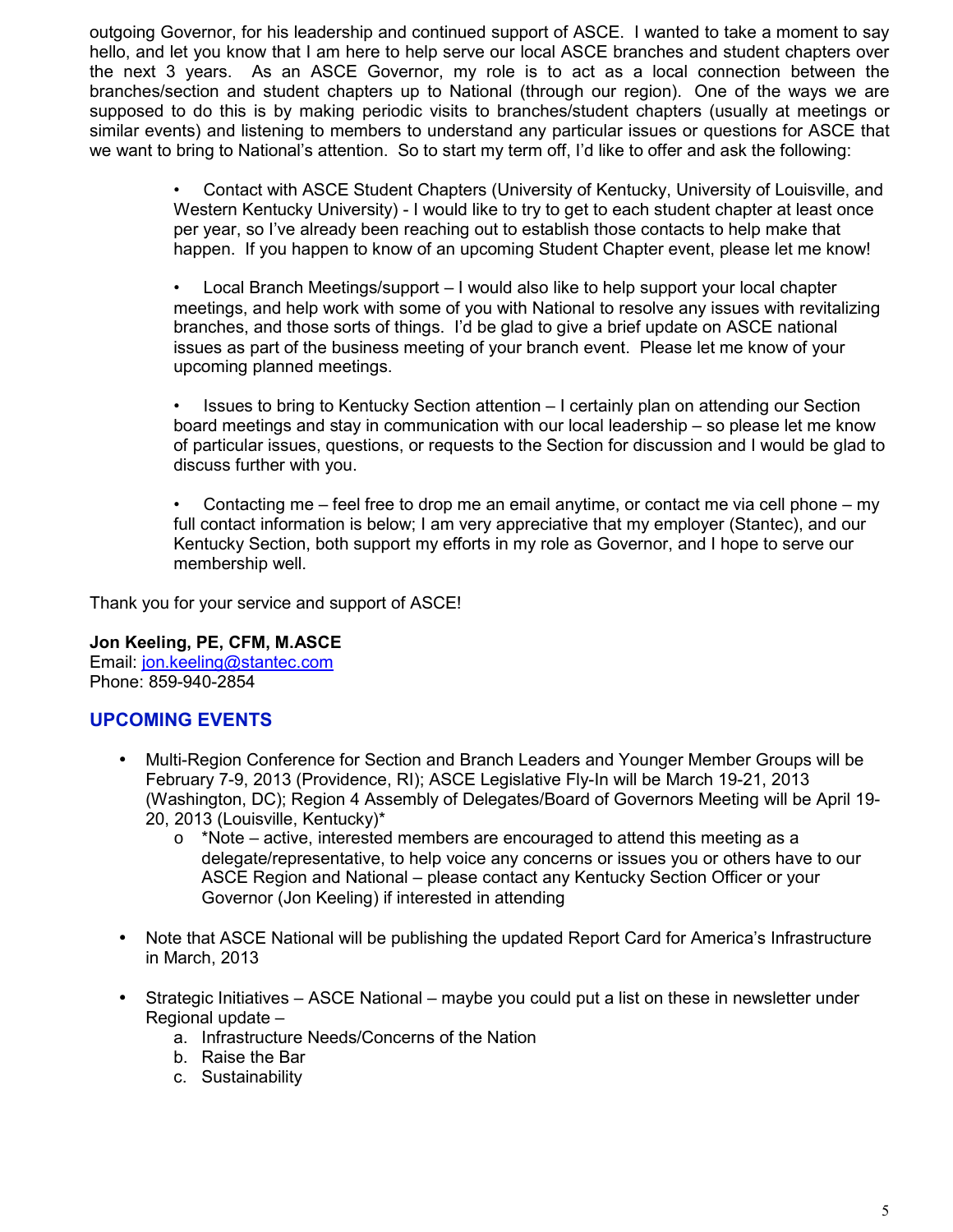outgoing Governor, for his leadership and continued support of ASCE. I wanted to take a moment to say hello, and let you know that I am here to help serve our local ASCE branches and student chapters over the next 3 years. As an ASCE Governor, my role is to act as a local connection between the branches/section and student chapters up to National (through our region). One of the ways we are supposed to do this is by making periodic visits to branches/student chapters (usually at meetings or similar events) and listening to members to understand any particular issues or questions for ASCE that we want to bring to National's attention. So to start my term off, I'd like to offer and ask the following:

- Contact with ASCE Student Chapters (University of Kentucky, University of Louisville, and Western Kentucky University) - I would like to try to get to each student chapter at least once per year, so I've already been reaching out to establish those contacts to help make that happen. If you happen to know of an upcoming Student Chapter event, please let me know!

- Local Branch Meetings/support – I would also like to help support your local chapter meetings, and help work with some of you with National to resolve any issues with revitalizing branches, and those sorts of things. I'd be glad to give a brief update on ASCE national issues as part of the business meeting of your branch event. Please let me know of your upcoming planned meetings.

- Issues to bring to Kentucky Section attention – I certainly plan on attending our Section board meetings and stay in communication with our local leadership – so please let me know of particular issues, questions, or requests to the Section for discussion and I would be glad to discuss further with you.

- Contacting me – feel free to drop me an email anytime, or contact me via cell phone – my full contact information is below; I am very appreciative that my employer (Stantec), and our Kentucky Section, both support my efforts in my role as Governor, and I hope to serve our membership well.

Thank you for your service and support of ASCE!

**Jon Keeling, PE, CFM, M.ASCE**
Email: jon.keeling@stantec.com
Phone: 859-940-2854

## UPCOMING EVENTS

- Multi-Region Conference for Section and Branch Leaders and Younger Member Groups will be February 7-9, 2013 (Providence, RI); ASCE Legislative Fly-In will be March 19-21, 2013 (Washington, DC); Region 4 Assembly of Delegates/Board of Governors Meeting will be April 19-20, 2013 (Louisville, Kentucky)*
    - *Note – active, interested members are encouraged to attend this meeting as a delegate/representative, to help voice any concerns or issues you or others have to our ASCE Region and National – please contact any Kentucky Section Officer or your Governor (Jon Keeling) if interested in attending

- Note that ASCE National will be publishing the updated Report Card for America's Infrastructure in March, 2013

- Strategic Initiatives – ASCE National – maybe you could put a list on these in newsletter under Regional update –
    a. Infrastructure Needs/Concerns of the Nation
    b. Raise the Bar
    c. Sustainability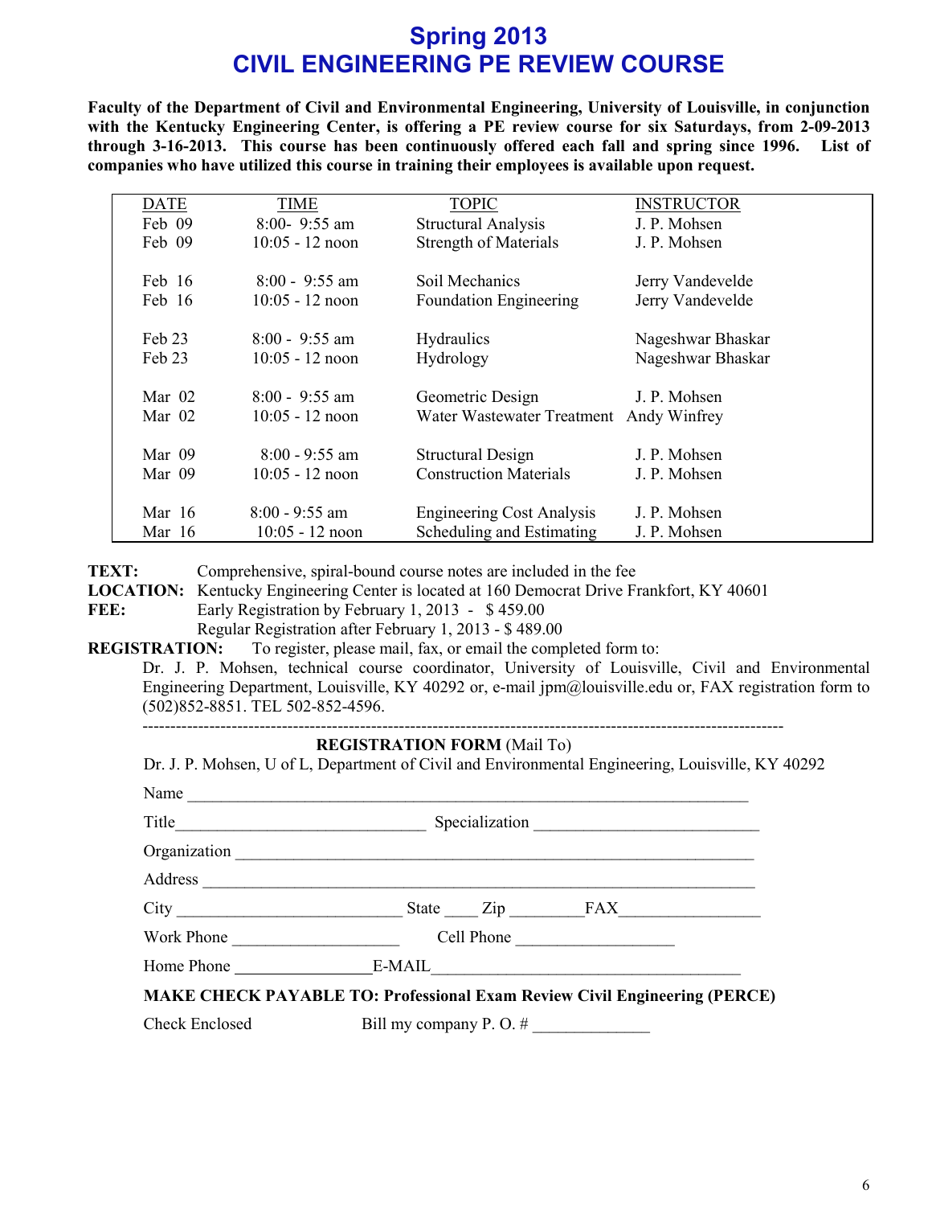# Spring 2013
# CIVIL ENGINEERING PE REVIEW COURSE

**Faculty of the Department of Civil and Environmental Engineering, University of Louisville, in conjunction with the Kentucky Engineering Center, is offering a PE review course for six Saturdays, from 2-09-2013 through 3-16-2013. This course has been continuously offered each fall and spring since 1996. List of companies who have utilized this course in training their employees is available upon request.**

| DATE | TIME | TOPIC | INSTRUCTOR |
|---|---|---|---|
| Feb 09 | 8:00- 9:55 am | Structural Analysis | J. P. Mohsen |
| Feb 09 | 10:05 - 12 noon | Strength of Materials | J. P. Mohsen |
| Feb 16 | 8:00 - 9:55 am | Soil Mechanics | Jerry Vandevelde |
| Feb 16 | 10:05 - 12 noon | Foundation Engineering | Jerry Vandevelde |
| Feb 23 | 8:00 - 9:55 am | Hydraulics | Nageshwar Bhaskar |
| Feb 23 | 10:05 - 12 noon | Hydrology | Nageshwar Bhaskar |
| Mar 02 | 8:00 - 9:55 am | Geometric Design | J. P. Mohsen |
| Mar 02 | 10:05 - 12 noon | Water Wastewater Treatment | Andy Winfrey |
| Mar 09 | 8:00 - 9:55 am | Structural Design | J. P. Mohsen |
| Mar 09 | 10:05 - 12 noon | Construction Materials | J. P. Mohsen |
| Mar 16 | 8:00 - 9:55 am | Engineering Cost Analysis | J. P. Mohsen |
| Mar 16 | 10:05 - 12 noon | Scheduling and Estimating | J. P. Mohsen |

**TEXT:** Comprehensive, spiral-bound course notes are included in the fee

**LOCATION:** Kentucky Engineering Center is located at 160 Democrat Drive Frankfort, KY 40601

**FEE:** Early Registration by February 1, 2013 - $ 459.00
Regular Registration after February 1, 2013 - $ 489.00

**REGISTRATION:** To register, please mail, fax, or email the completed form to:
Dr. J. P. Mohsen, technical course coordinator, University of Louisville, Civil and Environmental Engineering Department, Louisville, KY 40292 or, e-mail jpm@louisville.edu or, FAX registration form to (502)852-8851. TEL 502-852-4596.

---

**REGISTRATION FORM** (Mail To)

Dr. J. P. Mohsen, U of L, Department of Civil and Environmental Engineering, Louisville, KY 40292

Name ______________________________________________________________________

Title ______________________________ Specialization ___________________________

Organization ______________________________________________________________

Address ___________________________________________________________________

City __________________________ State ____ Zip _________ FAX________________

Work Phone ___________________ Cell Phone __________________

Home Phone ________________ E-MAIL_____________________________________

**MAKE CHECK PAYABLE TO: Professional Exam Review Civil Engineering (PERCE)**

Check Enclosed Bill my company P. O. # _____________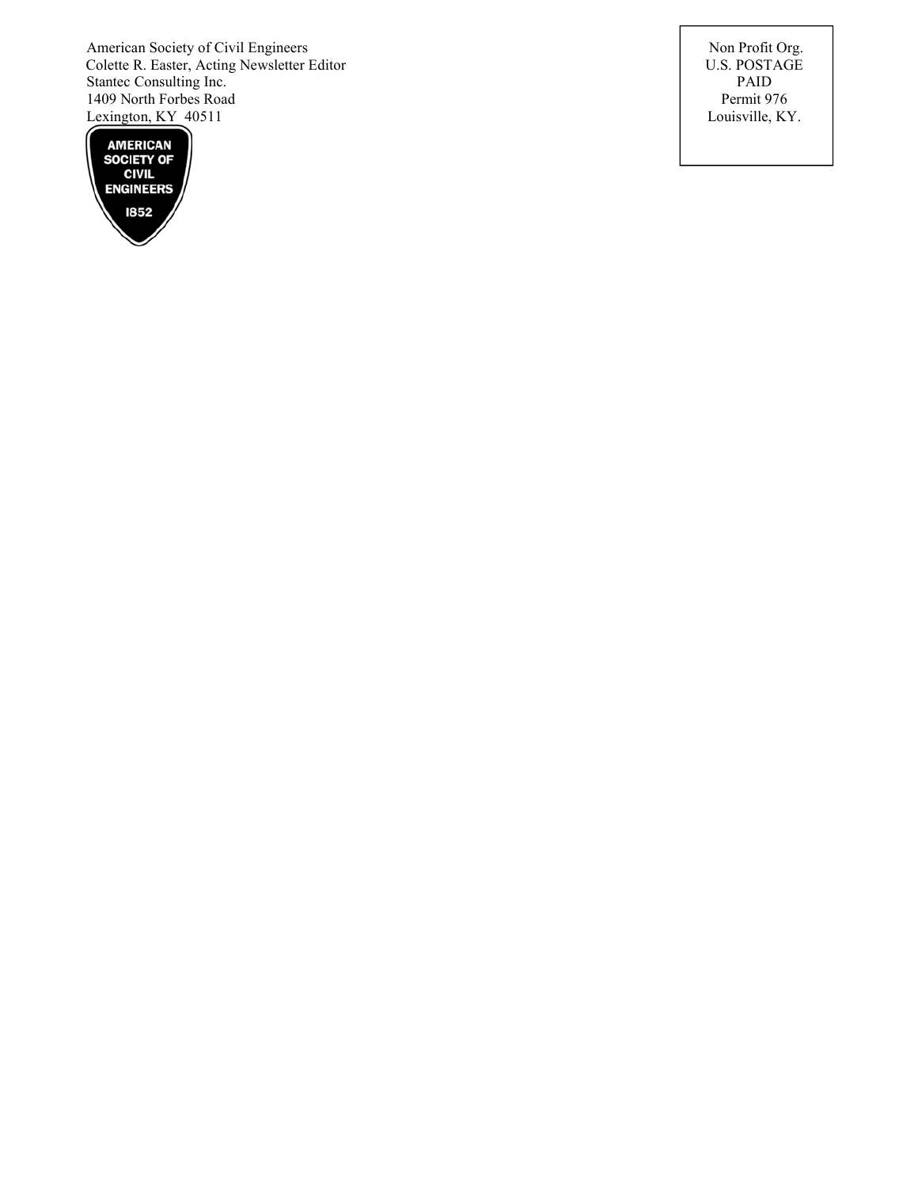American Society of Civil Engineers
Colette R. Easter, Acting Newsletter Editor
Stantec Consulting Inc.
1409 North Forbes Road
Lexington, KY 40511

AMERICAN SOCIETY OF CIVIL ENGINEERS 1852

Non Profit Org.
U.S. POSTAGE
PAID
Permit 976
Louisville, KY.